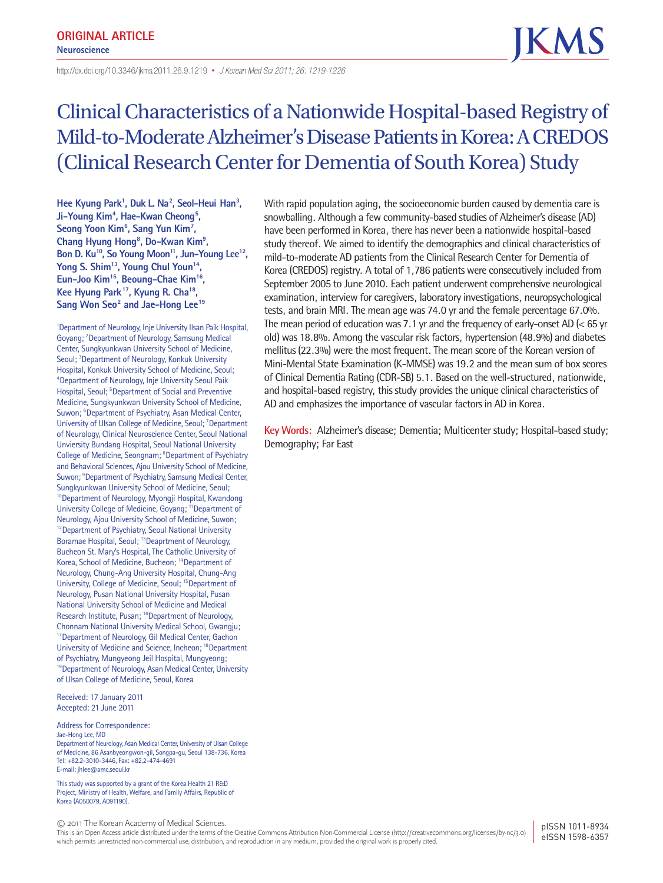ORIGINAL ARTICLE

Neuroscience

http://dx.doi.org/10.3346/jkms.2011.26.9.1219 • J Korean Med Sci 2011; 26: 1219-1226

# Clinical Characteristics of a Nationwide Hospital-based Registry of Mild-to-Moderate Alzheimer's Disease Patients in Korea: A CREDOS (Clinical Research Center for Dementia of South Korea) Study

**Hee Kyung Park[1], Duk L. Na[2], Seol-Heui Han[3], Ji-Young Kim[4], Hae-Kwan Cheong[5], Seong Yoon Kim[6], Sang Yun Kim[7], Chang Hyung Hong[8], Do-Kwan Kim[9], Bon D. Ku[10], So Young Moon[11], Jun-Young Lee[12], Yong S. Shim[13], Young Chul Youn[14], Eun-Joo Kim[15], Beoung-Chae Kim[16], Kee Hyung Park[17], Kyung R. Cha[18], Sang Won Seo[2] and Jae-Hong Lee[19]**

[1]Department of Neurology, Inje University Ilsan Paik Hospital, Goyang; [2]Department of Neurology, Samsung Medical Center, Sungkyunkwan University School of Medicine, Seoul; [3]Department of Neurology, Konkuk University Hospital, Konkuk University School of Medicine, Seoul; [4]Department of Neurology, Inje University Seoul Paik Hospital, Seoul; [5]Department of Social and Preventive Medicine, Sungkyunkwan University School of Medicine, Suwon; [6]Department of Psychiatry, Asan Medical Center, University of Ulsan College of Medicine, Seoul; [7]Department of Neurology, Clinical Neuroscience Center, Seoul National Unviersity Bundang Hospital, Seoul National University College of Medicine, Seongnam; [8]Department of Psychiatry and Behavioral Sciences, Ajou University School of Medicine, Suwon; [9]Department of Psychiatry, Samsung Medical Center, Sungkyunkwan University School of Medicine, Seoul; [10]Department of Neurology, Myongji Hospital, Kwandong University College of Medicine, Goyang; [11]Department of Neurology, Ajou University School of Medicine, Suwon; [12]Department of Psychiatry, Seoul National University Boramae Hospital, Seoul; [13]Deaprtment of Neurology, Bucheon St. Mary's Hospital, The Catholic University of Korea, School of Medicine, Bucheon; [14]Department of Neurology, Chung-Ang University Hospital, Chung-Ang University, College of Medicine, Seoul; [15]Department of Neurology, Pusan National University Hospital, Pusan National University School of Medicine and Medical Research Institute, Pusan; [16]Department of Neurology, Chonnam National University Medical School, Gwangju; [17]Department of Neurology, Gil Medical Center, Gachon University of Medicine and Science, Incheon; [18]Department of Psychiatry, Mungyeong Jeil Hospital, Mungyeong; [19]Department of Neurology, Asan Medical Center, University of Ulsan College of Medicine, Seoul, Korea

Received: 17 January 2011
Accepted: 21 June 2011

Address for Correspondence:
Jae-Hong Lee, MD
Department of Neurology, Asan Medical Center, University of Ulsan College of Medicine, 86 Asanbyeongwon-gil, Songpa-gu, Seoul 138-736, Korea
Tel: +82.2-3010-3446, Fax: +82.2-474-4691
E-mail: jhlee@amc.seoul.kr

This study was supported by a grant of the Korea Health 21 R&D Project, Ministry of Health, Welfare, and Family Affairs, Republic of Korea (A050079, A091190).

With rapid population aging, the socioeconomic burden caused by dementia care is snowballing. Although a few community-based studies of Alzheimer's disease (AD) have been performed in Korea, there has never been a nationwide hospital-based study thereof. We aimed to identify the demographics and clinical characteristics of mild-to-moderate AD patients from the Clinical Research Center for Dementia of Korea (CREDOS) registry. A total of 1,786 patients were consecutively included from September 2005 to June 2010. Each patient underwent comprehensive neurological examination, interview for caregivers, laboratory investigations, neuropsychological tests, and brain MRI. The mean age was 74.0 yr and the female percentage 67.0%. The mean period of education was 7.1 yr and the frequency of early-onset AD (< 65 yr old) was 18.8%. Among the vascular risk factors, hypertension (48.9%) and diabetes mellitus (22.3%) were the most frequent. The mean score of the Korean version of Mini-Mental State Examination (K-MMSE) was 19.2 and the mean sum of box scores of Clinical Dementia Rating (CDR-SB) 5.1. Based on the well-structured, nationwide, and hospital-based registry, this study provides the unique clinical characteristics of AD and emphasizes the importance of vascular factors in AD in Korea.

**Key Words:** Alzheimer's disease; Dementia; Multicenter study; Hospital-based study; Demography; Far East

© 2011 The Korean Academy of Medical Sciences.
This is an Open Access article distributed under the terms of the Creative Commons Attribution Non-Commercial License (http://creativecommons.org/licenses/by-nc/3.0) which permits unrestricted non-commercial use, distribution, and reproduction in any medium, provided the original work is properly cited.

pISSN 1011-8934
eISSN 1598-6357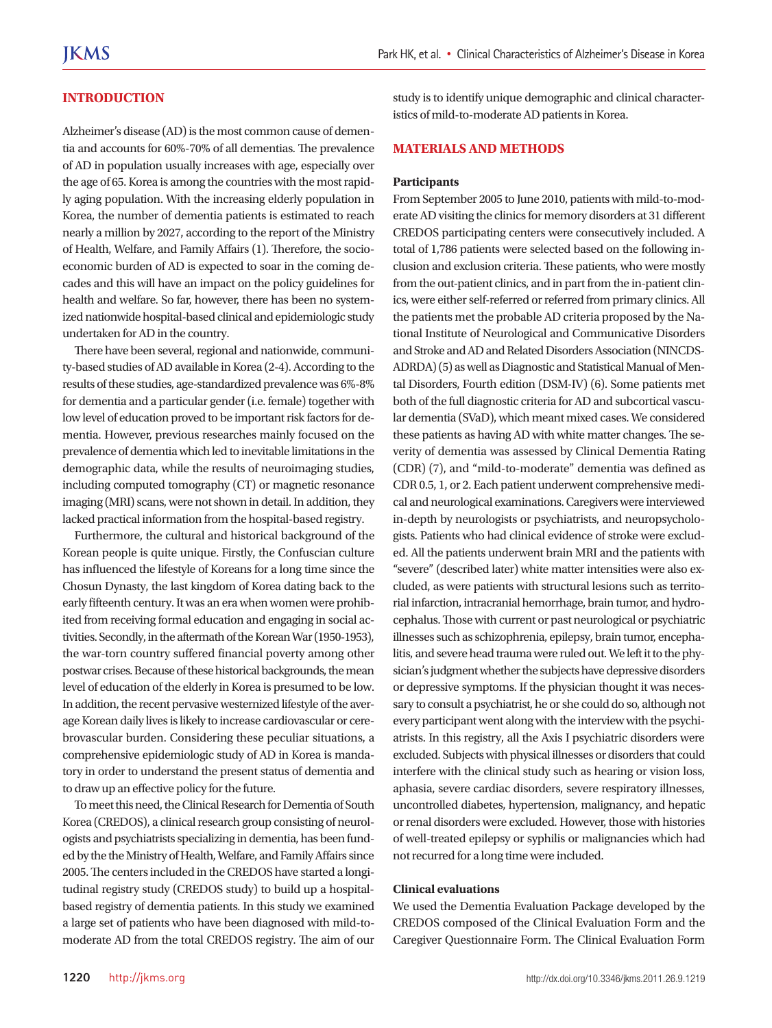## INTRODUCTION

Alzheimer's disease (AD) is the most common cause of dementia and accounts for 60%-70% of all dementias. The prevalence of AD in population usually increases with age, especially over the age of 65. Korea is among the countries with the most rapidly aging population. With the increasing elderly population in Korea, the number of dementia patients is estimated to reach nearly a million by 2027, according to the report of the Ministry of Health, Welfare, and Family Affairs (1). Therefore, the socioeconomic burden of AD is expected to soar in the coming decades and this will have an impact on the policy guidelines for health and welfare. So far, however, there has been no systemized nationwide hospital-based clinical and epidemiologic study undertaken for AD in the country.

There have been several, regional and nationwide, community-based studies of AD available in Korea (2-4). According to the results of these studies, age-standardized prevalence was 6%-8% for dementia and a particular gender (i.e. female) together with low level of education proved to be important risk factors for dementia. However, previous researches mainly focused on the prevalence of dementia which led to inevitable limitations in the demographic data, while the results of neuroimaging studies, including computed tomography (CT) or magnetic resonance imaging (MRI) scans, were not shown in detail. In addition, they lacked practical information from the hospital-based registry.

Furthermore, the cultural and historical background of the Korean people is quite unique. Firstly, the Confuscian culture has influenced the lifestyle of Koreans for a long time since the Chosun Dynasty, the last kingdom of Korea dating back to the early fifteenth century. It was an era when women were prohibited from receiving formal education and engaging in social activities. Secondly, in the aftermath of the Korean War (1950-1953), the war-torn country suffered financial poverty among other postwar crises. Because of these historical backgrounds, the mean level of education of the elderly in Korea is presumed to be low. In addition, the recent pervasive westernized lifestyle of the average Korean daily lives is likely to increase cardiovascular or cerebrovascular burden. Considering these peculiar situations, a comprehensive epidemiologic study of AD in Korea is mandatory in order to understand the present status of dementia and to draw up an effective policy for the future.

To meet this need, the Clinical Research for Dementia of South Korea (CREDOS), a clinical research group consisting of neurologists and psychiatrists specializing in dementia, has been funded by the the Ministry of Health, Welfare, and Family Affairs since 2005. The centers included in the CREDOS have started a longitudinal registry study (CREDOS study) to build up a hospital-based registry of dementia patients. In this study we examined a large set of patients who have been diagnosed with mild-to-moderate AD from the total CREDOS registry. The aim of our study is to identify unique demographic and clinical characteristics of mild-to-moderate AD patients in Korea.

## MATERIALS AND METHODS

### Participants

From September 2005 to June 2010, patients with mild-to-moderate AD visiting the clinics for memory disorders at 31 different CREDOS participating centers were consecutively included. A total of 1,786 patients were selected based on the following inclusion and exclusion criteria. These patients, who were mostly from the out-patient clinics, and in part from the in-patient clinics, were either self-referred or referred from primary clinics. All the patients met the probable AD criteria proposed by the National Institute of Neurological and Communicative Disorders and Stroke and AD and Related Disorders Association (NINCDS-ADRDA) (5) as well as Diagnostic and Statistical Manual of Mental Disorders, Fourth edition (DSM-IV) (6). Some patients met both of the full diagnostic criteria for AD and subcortical vascular dementia (SVaD), which meant mixed cases. We considered these patients as having AD with white matter changes. The severity of dementia was assessed by Clinical Dementia Rating (CDR) (7), and "mild-to-moderate" dementia was defined as CDR 0.5, 1, or 2. Each patient underwent comprehensive medical and neurological examinations. Caregivers were interviewed in-depth by neurologists or psychiatrists, and neuropsychologists. Patients who had clinical evidence of stroke were excluded. All the patients underwent brain MRI and the patients with "severe" (described later) white matter intensities were also excluded, as were patients with structural lesions such as territorial infarction, intracranial hemorrhage, brain tumor, and hydrocephalus. Those with current or past neurological or psychiatric illnesses such as schizophrenia, epilepsy, brain tumor, encephalitis, and severe head trauma were ruled out. We left it to the physician's judgment whether the subjects have depressive disorders or depressive symptoms. If the physician thought it was necessary to consult a psychiatrist, he or she could do so, although not every participant went along with the interview with the psychiatrists. In this registry, all the Axis I psychiatric disorders were excluded. Subjects with physical illnesses or disorders that could interfere with the clinical study such as hearing or vision loss, aphasia, severe cardiac disorders, severe respiratory illnesses, uncontrolled diabetes, hypertension, malignancy, and hepatic or renal disorders were excluded. However, those with histories of well-treated epilepsy or syphilis or malignancies which had not recurred for a long time were included.

### Clinical evaluations

We used the Dementia Evaluation Package developed by the CREDOS composed of the Clinical Evaluation Form and the Caregiver Questionnaire Form. The Clinical Evaluation Form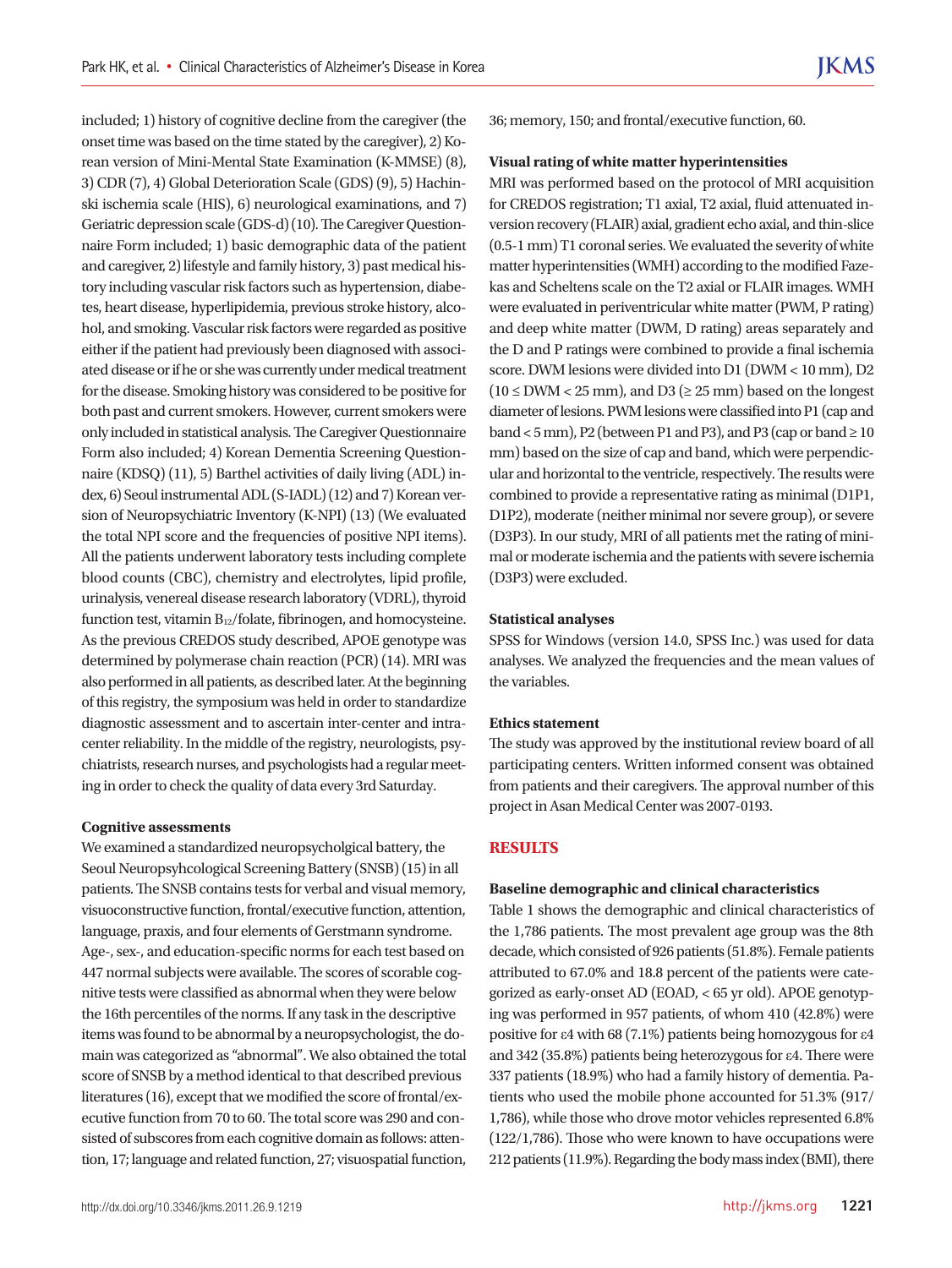included; 1) history of cognitive decline from the caregiver (the onset time was based on the time stated by the caregiver), 2) Korean version of Mini-Mental State Examination (K-MMSE) (8), 3) CDR (7), 4) Global Deterioration Scale (GDS) (9), 5) Hachinski ischemia scale (HIS), 6) neurological examinations, and 7) Geriatric depression scale (GDS-d) (10). The Caregiver Questionnaire Form included; 1) basic demographic data of the patient and caregiver, 2) lifestyle and family history, 3) past medical history including vascular risk factors such as hypertension, diabetes, heart disease, hyperlipidemia, previous stroke history, alcohol, and smoking. Vascular risk factors were regarded as positive either if the patient had previously been diagnosed with associated disease or if he or she was currently under medical treatment for the disease. Smoking history was considered to be positive for both past and current smokers. However, current smokers were only included in statistical analysis. The Caregiver Questionnaire Form also included; 4) Korean Dementia Screening Questionnaire (KDSQ) (11), 5) Barthel activities of daily living (ADL) index, 6) Seoul instrumental ADL (S-IADL) (12) and 7) Korean version of Neuropsychiatric Inventory (K-NPI) (13) (We evaluated the total NPI score and the frequencies of positive NPI items). All the patients underwent laboratory tests including complete blood counts (CBC), chemistry and electrolytes, lipid profile, urinalysis, venereal disease research laboratory (VDRL), thyroid function test, vitamin $B_{12}$/folate, fibrinogen, and homocysteine. As the previous CREDOS study described, APOE genotype was determined by polymerase chain reaction (PCR) (14). MRI was also performed in all patients, as described later. At the beginning of this registry, the symposium was held in order to standardize diagnostic assessment and to ascertain inter-center and intra-center reliability. In the middle of the registry, neurologists, psychiatrists, research nurses, and psychologists had a regular meeting in order to check the quality of data every 3rd Saturday.

### Cognitive assessments

We examined a standardized neuropsycholgical battery, the Seoul Neuropsyhcological Screening Battery (SNSB) (15) in all patients. The SNSB contains tests for verbal and visual memory, visuoconstructive function, frontal/executive function, attention, language, praxis, and four elements of Gerstmann syndrome. Age-, sex-, and education-specific norms for each test based on 447 normal subjects were available. The scores of scorable cognitive tests were classified as abnormal when they were below the 16th percentiles of the norms. If any task in the descriptive items was found to be abnormal by a neuropsychologist, the domain was categorized as "abnormal". We also obtained the total score of SNSB by a method identical to that described previous literatures (16), except that we modified the score of frontal/executive function from 70 to 60. The total score was 290 and consisted of subscores from each cognitive domain as follows: attention, 17; language and related function, 27; visuospatial function, 36; memory, 150; and frontal/executive function, 60.

### Visual rating of white matter hyperintensities

MRI was performed based on the protocol of MRI acquisition for CREDOS registration; T1 axial, T2 axial, fluid attenuated inversion recovery (FLAIR) axial, gradient echo axial, and thin-slice (0.5-1 mm) T1 coronal series. We evaluated the severity of white matter hyperintensities (WMH) according to the modified Fazekas and Scheltens scale on the T2 axial or FLAIR images. WMH were evaluated in periventricular white matter (PWM, P rating) and deep white matter (DWM, D rating) areas separately and the D and P ratings were combined to provide a final ischemia score. DWM lesions were divided into D1 (DWM < 10 mm), D2 (10 ≤ DWM < 25 mm), and D3 (≥ 25 mm) based on the longest diameter of lesions. PWM lesions were classified into P1 (cap and band < 5 mm), P2 (between P1 and P3), and P3 (cap or band ≥ 10 mm) based on the size of cap and band, which were perpendicular and horizontal to the ventricle, respectively. The results were combined to provide a representative rating as minimal (D1P1, D1P2), moderate (neither minimal nor severe group), or severe (D3P3). In our study, MRI of all patients met the rating of minimal or moderate ischemia and the patients with severe ischemia (D3P3) were excluded.

### Statistical analyses

SPSS for Windows (version 14.0, SPSS Inc.) was used for data analyses. We analyzed the frequencies and the mean values of the variables.

### Ethics statement

The study was approved by the institutional review board of all participating centers. Written informed consent was obtained from patients and their caregivers. The approval number of this project in Asan Medical Center was 2007-0193.

## RESULTS

### Baseline demographic and clinical characteristics

Table 1 shows the demographic and clinical characteristics of the 1,786 patients. The most prevalent age group was the 8th decade, which consisted of 926 patients (51.8%). Female patients attributed to 67.0% and 18.8 percent of the patients were categorized as early-onset AD (EOAD, < 65 yr old). APOE genotyping was performed in 957 patients, of whom 410 (42.8%) were positive for ε4 with 68 (7.1%) patients being homozygous for ε4 and 342 (35.8%) patients being heterozygous for ε4. There were 337 patients (18.9%) who had a family history of dementia. Patients who used the mobile phone accounted for 51.3% (917/1,786), while those who drove motor vehicles represented 6.8% (122/1,786). Those who were known to have occupations were 212 patients (11.9%). Regarding the body mass index (BMI), there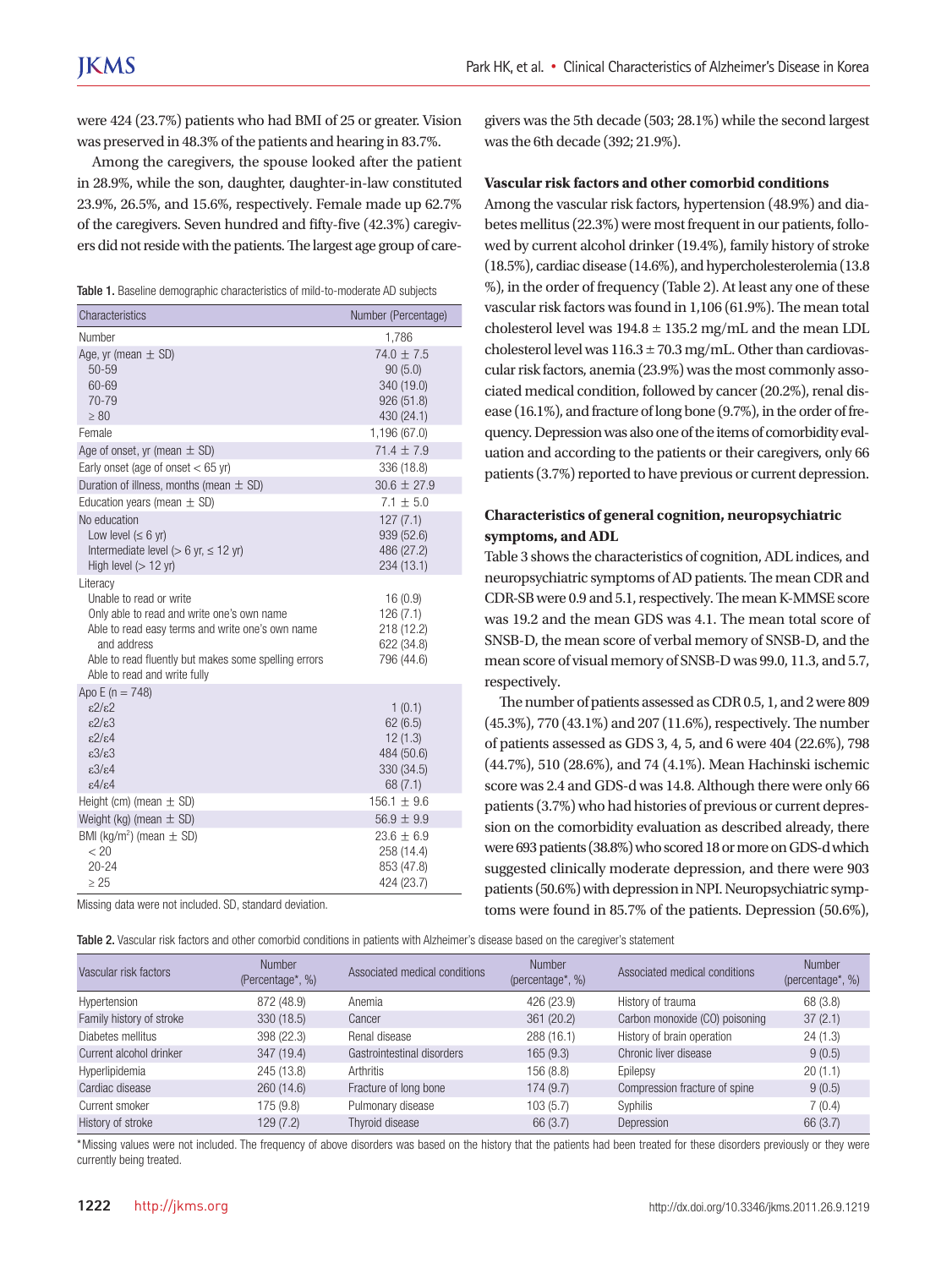were 424 (23.7%) patients who had BMI of 25 or greater. Vision was preserved in 48.3% of the patients and hearing in 83.7%.

Among the caregivers, the spouse looked after the patient in 28.9%, while the son, daughter, daughter-in-law constituted 23.9%, 26.5%, and 15.6%, respectively. Female made up 62.7% of the caregivers. Seven hundred and fifty-five (42.3%) caregivers did not reside with the patients. The largest age group of caregivers was the 5th decade (503; 28.1%) while the second largest was the 6th decade (392; 21.9%).

**Table 1.** Baseline demographic characteristics of mild-to-moderate AD subjects

| Characteristics | Number (Percentage) |
|---|---|
| Number | 1,786 |
| Age, yr (mean ± SD) | 74.0 ± 7.5 |
| 50-59 | 90 (5.0) |
| 60-69 | 340 (19.0) |
| 70-79 | 926 (51.8) |
| ≥ 80 | 430 (24.1) |
| Female | 1,196 (67.0) |
| Age of onset, yr (mean ± SD) | 71.4 ± 7.9 |
| Early onset (age of onset < 65 yr) | 336 (18.8) |
| Duration of illness, months (mean ± SD) | 30.6 ± 27.9 |
| Education years (mean ± SD) | 7.1 ± 5.0 |
| No education | 127 (7.1) |
| Low level (≤ 6 yr) | 939 (52.6) |
| Intermediate level (> 6 yr, ≤ 12 yr) | 486 (27.2) |
| High level (> 12 yr) | 234 (13.1) |
| Literacy | |
| Unable to read or write | 16 (0.9) |
| Only able to read and write one's own name | 126 (7.1) |
| Able to read easy terms and write one's own name and address | 218 (12.2) |
| Able to read fluently but makes some spelling errors | 622 (34.8) |
| Able to read and write fully | 796 (44.6) |
| Apo E (n = 748) | |
| ε2/ε2 | 1 (0.1) |
| ε2/ε3 | 62 (6.5) |
| ε2/ε4 | 12 (1.3) |
| ε3/ε3 | 484 (50.6) |
| ε3/ε4 | 330 (34.5) |
| ε4/ε4 | 68 (7.1) |
| Height (cm) (mean ± SD) | 156.1 ± 9.6 |
| Weight (kg) (mean ± SD) | 56.9 ± 9.9 |
| BMI (kg/m$^2$) (mean ± SD) | 23.6 ± 6.9 |
| < 20 | 258 (14.4) |
| 20-24 | 853 (47.8) |
| ≥ 25 | 424 (23.7) |

Missing data were not included. SD, standard deviation.

### Vascular risk factors and other comorbid conditions

Among the vascular risk factors, hypertension (48.9%) and diabetes mellitus (22.3%) were most frequent in our patients, followed by current alcohol drinker (19.4%), family history of stroke (18.5%), cardiac disease (14.6%), and hypercholesterolemia (13.8 %), in the order of frequency (Table 2). At least any one of these vascular risk factors was found in 1,106 (61.9%). The mean total cholesterol level was 194.8 ± 135.2 mg/mL and the mean LDL cholesterol level was 116.3 ± 70.3 mg/mL. Other than cardiovascular risk factors, anemia (23.9%) was the most commonly associated medical condition, followed by cancer (20.2%), renal disease (16.1%), and fracture of long bone (9.7%), in the order of frequency. Depression was also one of the items of comorbidity evaluation and according to the patients or their caregivers, only 66 patients (3.7%) reported to have previous or current depression.

### Characteristics of general cognition, neuropsychiatric symptoms, and ADL

Table 3 shows the characteristics of cognition, ADL indices, and neuropsychiatric symptoms of AD patients. The mean CDR and CDR-SB were 0.9 and 5.1, respectively. The mean K-MMSE score was 19.2 and the mean GDS was 4.1. The mean total score of SNSB-D, the mean score of verbal memory of SNSB-D, and the mean score of visual memory of SNSB-D was 99.0, 11.3, and 5.7, respectively.

The number of patients assessed as CDR 0.5, 1, and 2 were 809 (45.3%), 770 (43.1%) and 207 (11.6%), respectively. The number of patients assessed as GDS 3, 4, 5, and 6 were 404 (22.6%), 798 (44.7%), 510 (28.6%), and 74 (4.1%). Mean Hachinski ischemic score was 2.4 and GDS-d was 14.8. Although there were only 66 patients (3.7%) who had histories of previous or current depression on the comorbidity evaluation as described already, there were 693 patients (38.8%) who scored 18 or more on GDS-d which suggested clinically moderate depression, and there were 903 patients (50.6%) with depression in NPI. Neuropsychiatric symptoms were found in 85.7% of the patients. Depression (50.6%),

**Table 2.** Vascular risk factors and other comorbid conditions in patients with Alzheimer's disease based on the caregiver's statement

| Vascular risk factors | Number (Percentage*, %) | Associated medical conditions | Number (percentage*, %) | Associated medical conditions | Number (percentage*, %) |
|---|---|---|---|---|---|
| Hypertension | 872 (48.9) | Anemia | 426 (23.9) | History of trauma | 68 (3.8) |
| Family history of stroke | 330 (18.5) | Cancer | 361 (20.2) | Carbon monoxide (CO) poisoning | 37 (2.1) |
| Diabetes mellitus | 398 (22.3) | Renal disease | 288 (16.1) | History of brain operation | 24 (1.3) |
| Current alcohol drinker | 347 (19.4) | Gastrointestinal disorders | 165 (9.3) | Chronic liver disease | 9 (0.5) |
| Hyperlipidemia | 245 (13.8) | Arthritis | 156 (8.8) | Epilepsy | 20 (1.1) |
| Cardiac disease | 260 (14.6) | Fracture of long bone | 174 (9.7) | Compression fracture of spine | 9 (0.5) |
| Current smoker | 175 (9.8) | Pulmonary disease | 103 (5.7) | Syphilis | 7 (0.4) |
| History of stroke | 129 (7.2) | Thyroid disease | 66 (3.7) | Depression | 66 (3.7) |

*Missing values were not included. The frequency of above disorders was based on the history that the patients had been treated for these disorders previously or they were currently being treated.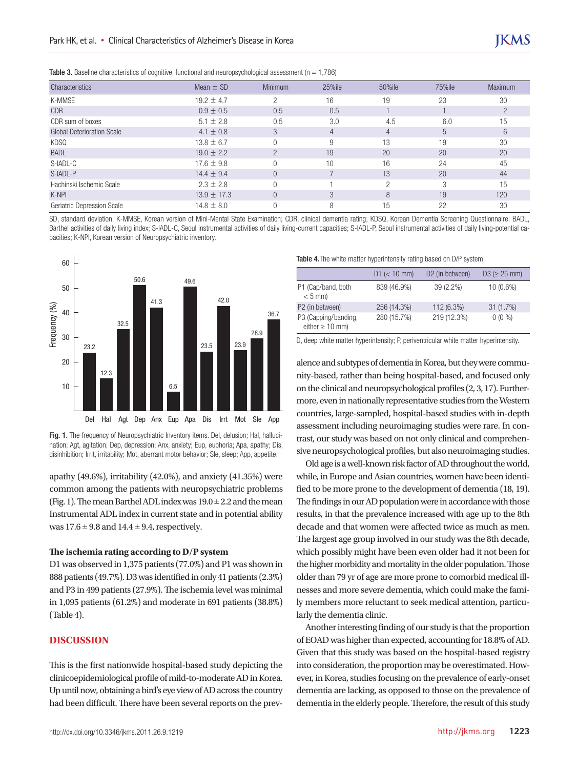**Table 3.** Baseline characteristics of cognitive, functional and neuropsychological assessment (n = 1,786)

| Characteristics | Mean ± SD | Minimum | 25%ile | 50%ile | 75%ile | Maximum |
|---|---|---|---|---|---|---|
| K-MMSE | 19.2 ± 4.7 | 2 | 16 | 19 | 23 | 30 |
| CDR | 0.9 ± 0.5 | 0.5 | 0.5 | 1 | 1 | 2 |
| CDR sum of boxes | 5.1 ± 2.8 | 0.5 | 3.0 | 4.5 | 6.0 | 15 |
| Global Deterioration Scale | 4.1 ± 0.8 | 3 | 4 | 4 | 5 | 6 |
| KDSQ | 13.8 ± 6.7 | 0 | 9 | 13 | 19 | 30 |
| BADL | 19.0 ± 2.2 | 2 | 19 | 20 | 20 | 20 |
| S-IADL-C | 17.6 ± 9.8 | 0 | 10 | 16 | 24 | 45 |
| S-IADL-P | 14.4 ± 9.4 | 0 | 7 | 13 | 20 | 44 |
| Hachinski Ischemic Scale | 2.3 ± 2.8 | 0 | 1 | 2 | 3 | 15 |
| K-NPI | 13.9 ± 17.3 | 0 | 3 | 8 | 19 | 120 |
| Geriatric Depression Scale | 14.8 ± 8.0 | 0 | 8 | 15 | 22 | 30 |

SD, standard deviation; K-MMSE, Korean version of Mini-Mental State Examination; CDR, clinical dementia rating; KDSQ, Korean Dementia Screening Questionnaire; BADL, Barthel activities of daily living index; S-IADL-C, Seoul instrumental activities of daily living-current capacities; S-IADL-P, Seoul instrumental activities of daily living-potential capacities; K-NPI, Korean version of Neuropsychiatric inventory.

| Item | Frequency (%) |
|---|---|
| Del | 23.2 |
| Hal | 12.3 |
| Agt | 32.5 |
| Dep | 50.6 |
| Anx | 41.3 |
| Eup | 6.5 |
| Apa | 49.6 |
| Dis | 23.5 |
| Irrt | 42.0 |
| Mot | 23.9 |
| Sle | 28.9 |
| App | 36.7 |

**Fig. 1.** The frequency of Neuropsychiatric Inventory items. Del, delusion; Hal, hallucination; Agt, agitation; Dep, depression; Anx, anxiety; Eup, euphoria; Apa, apathy; Dis, disinhibition; Irrit, irritability; Mot, aberrant motor behavior; Sle, sleep; App, appetite.

apathy (49.6%), irritability (42.0%), and anxiety (41.35%) were common among the patients with neuropsychiatric problems (Fig. 1). The mean Barthel ADL index was 19.0 ± 2.2 and the mean Instrumental ADL index in current state and in potential ability was 17.6 ± 9.8 and 14.4 ± 9.4, respectively.

### The ischemia rating according to D/P system

D1 was observed in 1,375 patients (77.0%) and P1 was shown in 888 patients (49.7%). D3 was identified in only 41 patients (2.3%) and P3 in 499 patients (27.9%). The ischemia level was minimal in 1,095 patients (61.2%) and moderate in 691 patients (38.8%) (Table 4).

**Table 4.** The white matter hyperintensity rating based on D/P system

| | D1 (< 10 mm) | D2 (in between) | D3 (≥ 25 mm) |
|---|---|---|---|
| P1 (Cap/band, both < 5 mm) | 839 (46.9%) | 39 (2.2%) | 10 (0.6%) |
| P2 (in between) | 256 (14.3%) | 112 (6.3%) | 31 (1.7%) |
| P3 (Capping/banding, either ≥ 10 mm) | 280 (15.7%) | 219 (12.3%) | 0 (0 %) |

D, deep white matter hyperintensity; P, periventricular white matter hyperintensity.

## DISCUSSION

This is the first nationwide hospital-based study depicting the clinicoepidemiological profile of mild-to-moderate AD in Korea. Up until now, obtaining a bird's eye view of AD across the country had been difficult. There have been several reports on the prevalence and subtypes of dementia in Korea, but they were community-based, rather than being hospital-based, and focused only on the clinical and neuropsychological profiles (2, 3, 17). Furthermore, even in nationally representative studies from the Western countries, large-sampled, hospital-based studies with in-depth assessment including neuroimaging studies were rare. In contrast, our study was based on not only clinical and comprehensive neuropsychological profiles, but also neuroimaging studies.

Old age is a well-known risk factor of AD throughout the world, while, in Europe and Asian countries, women have been identified to be more prone to the development of dementia (18, 19). The findings in our AD population were in accordance with those results, in that the prevalence increased with age up to the 8th decade and that women were affected twice as much as men. The largest age group involved in our study was the 8th decade, which possibly might have been even older had it not been for the higher morbidity and mortality in the older population. Those older than 79 yr of age are more prone to comorbid medical illnesses and more severe dementia, which could make the family members more reluctant to seek medical attention, particularly the dementia clinic.

Another interesting finding of our study is that the proportion of EOAD was higher than expected, accounting for 18.8% of AD. Given that this study was based on the hospital-based registry into consideration, the proportion may be overestimated. However, in Korea, studies focusing on the prevalence of early-onset dementia are lacking, as opposed to those on the prevalence of dementia in the elderly people. Therefore, the result of this study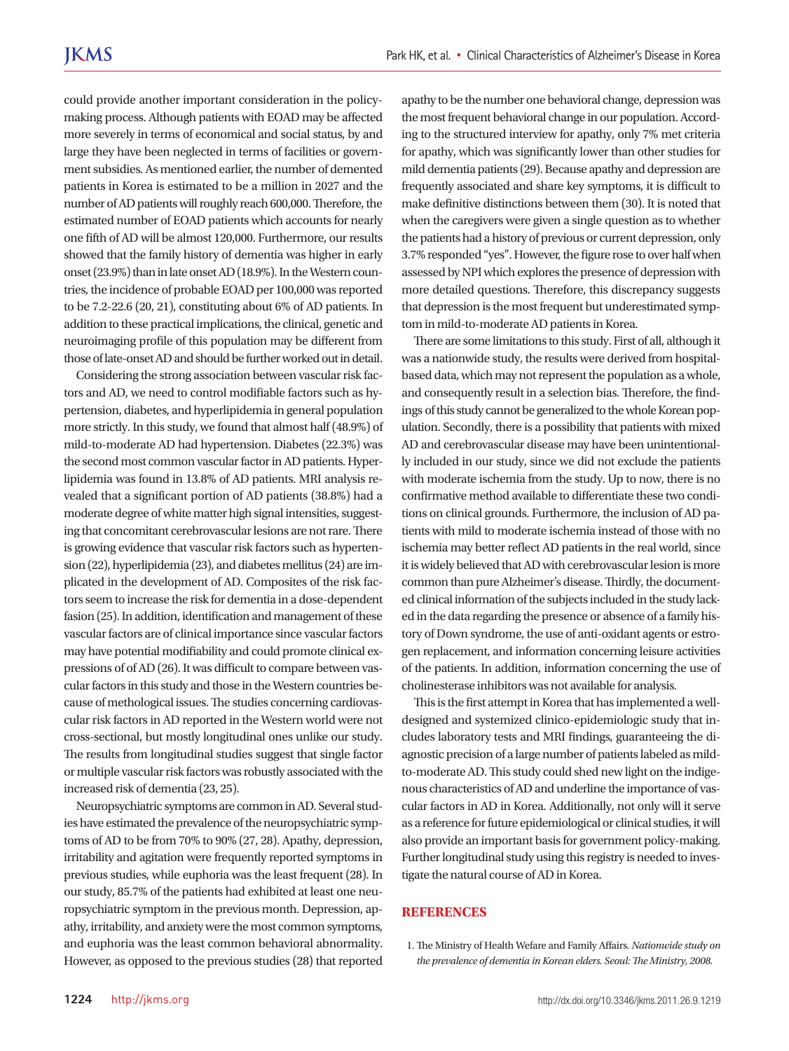could provide another important consideration in the policy-making process. Although patients with EOAD may be affected more severely in terms of economical and social status, by and large they have been neglected in terms of facilities or government subsidies. As mentioned earlier, the number of demented patients in Korea is estimated to be a million in 2027 and the number of AD patients will roughly reach 600,000. Therefore, the estimated number of EOAD patients which accounts for nearly one fifth of AD will be almost 120,000. Furthermore, our results showed that the family history of dementia was higher in early onset (23.9%) than in late onset AD (18.9%). In the Western countries, the incidence of probable EOAD per 100,000 was reported to be 7.2-22.6 (20, 21), constituting about 6% of AD patients. In addition to these practical implications, the clinical, genetic and neuroimaging profile of this population may be different from those of late-onset AD and should be further worked out in detail.

Considering the strong association between vascular risk factors and AD, we need to control modifiable factors such as hypertension, diabetes, and hyperlipidemia in general population more strictly. In this study, we found that almost half (48.9%) of mild-to-moderate AD had hypertension. Diabetes (22.3%) was the second most common vascular factor in AD patients. Hyperlipidemia was found in 13.8% of AD patients. MRI analysis revealed that a significant portion of AD patients (38.8%) had a moderate degree of white matter high signal intensities, suggesting that concomitant cerebrovascular lesions are not rare. There is growing evidence that vascular risk factors such as hypertension (22), hyperlipidemia (23), and diabetes mellitus (24) are implicated in the development of AD. Composites of the risk factors seem to increase the risk for dementia in a dose-dependent fasion (25). In addition, identification and management of these vascular factors are of clinical importance since vascular factors may have potential modifiability and could promote clinical expressions of of AD (26). It was difficult to compare between vascular factors in this study and those in the Western countries because of methodological issues. The studies concerning cardiovascular risk factors in AD reported in the Western world were not cross-sectional, but mostly longitudinal ones unlike our study. The results from longitudinal studies suggest that single factor or multiple vascular risk factors was robustly associated with the increased risk of dementia (23, 25).

Neuropsychiatric symptoms are common in AD. Several studies have estimated the prevalence of the neuropsychiatric symptoms of AD to be from 70% to 90% (27, 28). Apathy, depression, irritability and agitation were frequently reported symptoms in previous studies, while euphoria was the least frequent (28). In our study, 85.7% of the patients had exhibited at least one neuropsychiatric symptom in the previous month. Depression, apathy, irritability, and anxiety were the most common symptoms, and euphoria was the least common behavioral abnormality. However, as opposed to the previous studies (28) that reported apathy to be the number one behavioral change, depression was the most frequent behavioral change in our population. According to the structured interview for apathy, only 7% met criteria for apathy, which was significantly lower than other studies for mild dementia patients (29). Because apathy and depression are frequently associated and share key symptoms, it is difficult to make definitive distinctions between them (30). It is noted that when the caregivers were given a single question as to whether the patients had a history of previous or current depression, only 3.7% responded "yes". However, the figure rose to over half when assessed by NPI which explores the presence of depression with more detailed questions. Therefore, this discrepancy suggests that depression is the most frequent but underestimated symptom in mild-to-moderate AD patients in Korea.

There are some limitations to this study. First of all, although it was a nationwide study, the results were derived from hospital-based data, which may not represent the population as a whole, and consequently result in a selection bias. Therefore, the findings of this study cannot be generalized to the whole Korean population. Secondly, there is a possibility that patients with mixed AD and cerebrovascular disease may have been unintentionally included in our study, since we did not exclude the patients with moderate ischemia from the study. Up to now, there is no confirmative method available to differentiate these two conditions on clinical grounds. Furthermore, the inclusion of AD patients with mild to moderate ischemia instead of those with no ischemia may better reflect AD patients in the real world, since it is widely believed that AD with cerebrovascular lesion is more common than pure Alzheimer's disease. Thirdly, the documented clinical information of the subjects included in the study lacked in the data regarding the presence or absence of a family history of Down syndrome, the use of anti-oxidant agents or estrogen replacement, and information concerning leisure activities of the patients. In addition, information concerning the use of cholinesterase inhibitors was not available for analysis.

This is the first attempt in Korea that has implemented a well-designed and systemized clinico-epidemiologic study that includes laboratory tests and MRI findings, guaranteeing the diagnostic precision of a large number of patients labeled as mild-to-moderate AD. This study could shed new light on the indigenous characteristics of AD and underline the importance of vascular factors in AD in Korea. Additionally, not only will it serve as a reference for future epidemiological or clinical studies, it will also provide an important basis for government policy-making. Further longitudinal study using this registry is needed to investigate the natural course of AD in Korea.

## REFERENCES

1. The Ministry of Health Wefare and Family Affairs. *Nationwide study on the prevalence of dementia in Korean elders. Seoul: The Ministry, 2008.*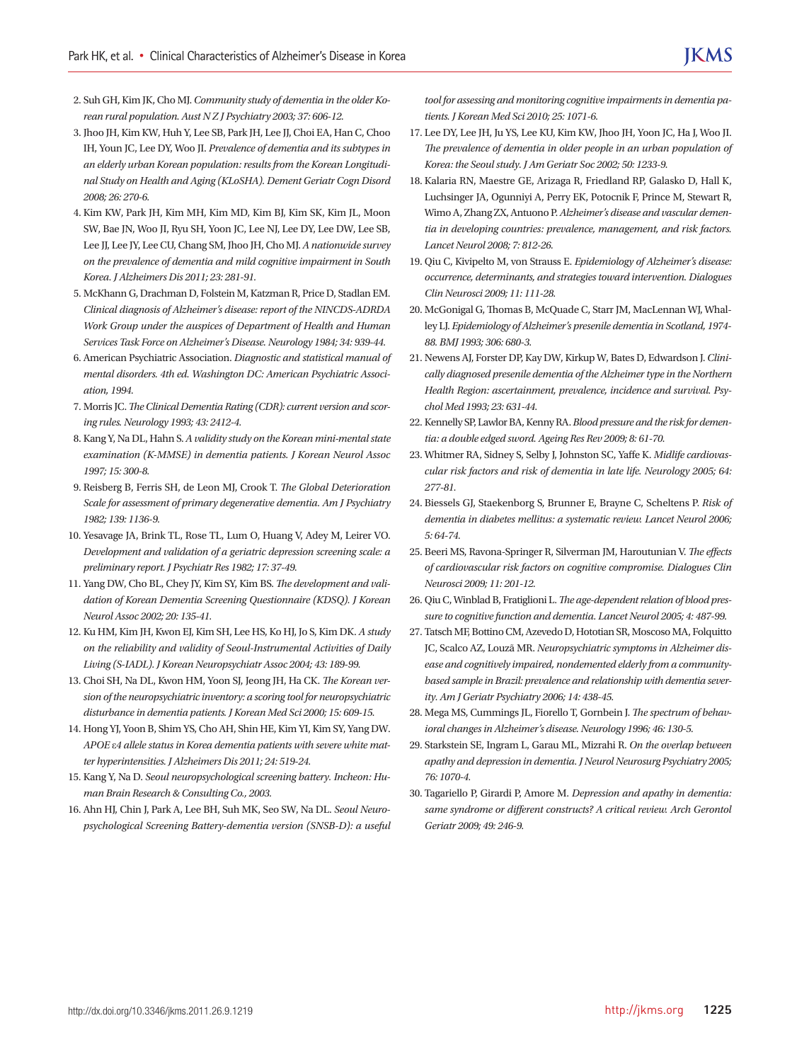2. Suh GH, Kim JK, Cho MJ. *Community study of dementia in the older Korean rural population. Aust N Z J Psychiatry 2003; 37: 606-12.*
3. Jhoo JH, Kim KW, Huh Y, Lee SB, Park JH, Lee JJ, Choi EA, Han C, Choo IH, Youn JC, Lee DY, Woo JI. *Prevalence of dementia and its subtypes in an elderly urban Korean population: results from the Korean Longitudinal Study on Health and Aging (KLoSHA). Dement Geriatr Cogn Disord 2008; 26: 270-6.*
4. Kim KW, Park JH, Kim MH, Kim MD, Kim BJ, Kim SK, Kim JL, Moon SW, Bae JN, Woo JI, Ryu SH, Yoon JC, Lee NJ, Lee DY, Lee DW, Lee SB, Lee JJ, Lee JY, Lee CU, Chang SM, Jhoo JH, Cho MJ. *A nationwide survey on the prevalence of dementia and mild cognitive impairment in South Korea. J Alzheimers Dis 2011; 23: 281-91.*
5. McKhann G, Drachman D, Folstein M, Katzman R, Price D, Stadlan EM. *Clinical diagnosis of Alzheimer's disease: report of the NINCDS-ADRDA Work Group under the auspices of Department of Health and Human Services Task Force on Alzheimer's Disease. Neurology 1984; 34: 939-44.*
6. American Psychiatric Association. *Diagnostic and statistical manual of mental disorders. 4th ed. Washington DC: American Psychiatric Association, 1994.*
7. Morris JC. *The Clinical Dementia Rating (CDR): current version and scoring rules. Neurology 1993; 43: 2412-4.*
8. Kang Y, Na DL, Hahn S. *A validity study on the Korean mini-mental state examination (K-MMSE) in dementia patients. J Korean Neurol Assoc 1997; 15: 300-8.*
9. Reisberg B, Ferris SH, de Leon MJ, Crook T. *The Global Deterioration Scale for assessment of primary degenerative dementia. Am J Psychiatry 1982; 139: 1136-9.*
10. Yesavage JA, Brink TL, Rose TL, Lum O, Huang V, Adey M, Leirer VO. *Development and validation of a geriatric depression screening scale: a preliminary report. J Psychiatr Res 1982; 17: 37-49.*
11. Yang DW, Cho BL, Chey JY, Kim SY, Kim BS. *The development and validation of Korean Dementia Screening Questionnaire (KDSQ). J Korean Neurol Assoc 2002; 20: 135-41.*
12. Ku HM, Kim JH, Kwon EJ, Kim SH, Lee HS, Ko HJ, Jo S, Kim DK. *A study on the reliability and validity of Seoul-Instrumental Activities of Daily Living (S-IADL). J Korean Neuropsychiatr Assoc 2004; 43: 189-99.*
13. Choi SH, Na DL, Kwon HM, Yoon SJ, Jeong JH, Ha CK. *The Korean version of the neuropsychiatric inventory: a scoring tool for neuropsychiatric disturbance in dementia patients. J Korean Med Sci 2000; 15: 609-15.*
14. Hong YJ, Yoon B, Shim YS, Cho AH, Shin HE, Kim YI, Kim SY, Yang DW. *APOE ε4 allele status in Korea dementia patients with severe white matter hyperintensities. J Alzheimers Dis 2011; 24: 519-24.*
15. Kang Y, Na D. *Seoul neuropsychological screening battery. Incheon: Human Brain Research & Consulting Co., 2003.*
16. Ahn HJ, Chin J, Park A, Lee BH, Suh MK, Seo SW, Na DL. *Seoul Neuropsychological Screening Battery-dementia version (SNSB-D): a useful tool for assessing and monitoring cognitive impairments in dementia patients. J Korean Med Sci 2010; 25: 1071-6.*
17. Lee DY, Lee JH, Ju YS, Lee KU, Kim KW, Jhoo JH, Yoon JC, Ha J, Woo JI. *The prevalence of dementia in older people in an urban population of Korea: the Seoul study. J Am Geriatr Soc 2002; 50: 1233-9.*
18. Kalaria RN, Maestre GE, Arizaga R, Friedland RP, Galasko D, Hall K, Luchsinger JA, Ogunniyi A, Perry EK, Potocnik F, Prince M, Stewart R, Wimo A, Zhang ZX, Antuono P. *Alzheimer's disease and vascular dementia in developing countries: prevalence, management, and risk factors. Lancet Neurol 2008; 7: 812-26.*
19. Qiu C, Kivipelto M, von Strauss E. *Epidemiology of Alzheimer's disease: occurrence, determinants, and strategies toward intervention. Dialogues Clin Neurosci 2009; 11: 111-28.*
20. McGonigal G, Thomas B, McQuade C, Starr JM, MacLennan WJ, Whalley LJ. *Epidemiology of Alzheimer's presenile dementia in Scotland, 1974-88. BMJ 1993; 306: 680-3.*
21. Newens AJ, Forster DP, Kay DW, Kirkup W, Bates D, Edwardson J. *Clinically diagnosed presenile dementia of the Alzheimer type in the Northern Health Region: ascertainment, prevalence, incidence and survival. Psychol Med 1993; 23: 631-44.*
22. Kennelly SP, Lawlor BA, Kenny RA. *Blood pressure and the risk for dementia: a double edged sword. Ageing Res Rev 2009; 8: 61-70.*
23. Whitmer RA, Sidney S, Selby J, Johnston SC, Yaffe K. *Midlife cardiovascular risk factors and risk of dementia in late life. Neurology 2005; 64: 277-81.*
24. Biessels GJ, Staekenborg S, Brunner E, Brayne C, Scheltens P. *Risk of dementia in diabetes mellitus: a systematic review. Lancet Neurol 2006; 5: 64-74.*
25. Beeri MS, Ravona-Springer R, Silverman JM, Haroutunian V. *The effects of cardiovascular risk factors on cognitive compromise. Dialogues Clin Neurosci 2009; 11: 201-12.*
26. Qiu C, Winblad B, Fratiglioni L. *The age-dependent relation of blood pressure to cognitive function and dementia. Lancet Neurol 2005; 4: 487-99.*
27. Tatsch MF, Bottino CM, Azevedo D, Hototian SR, Moscoso MA, Folquitto JC, Scalco AZ, Louzã MR. *Neuropsychiatric symptoms in Alzheimer disease and cognitively impaired, nondemented elderly from a community-based sample in Brazil: prevalence and relationship with dementia severity. Am J Geriatr Psychiatry 2006; 14: 438-45.*
28. Mega MS, Cummings JL, Fiorello T, Gornbein J. *The spectrum of behavioral changes in Alzheimer's disease. Neurology 1996; 46: 130-5.*
29. Starkstein SE, Ingram L, Garau ML, Mizrahi R. *On the overlap between apathy and depression in dementia. J Neurol Neurosurg Psychiatry 2005; 76: 1070-4.*
30. Tagariello P, Girardi P, Amore M. *Depression and apathy in dementia: same syndrome or different constructs? A critical review. Arch Gerontol Geriatr 2009; 49: 246-9.*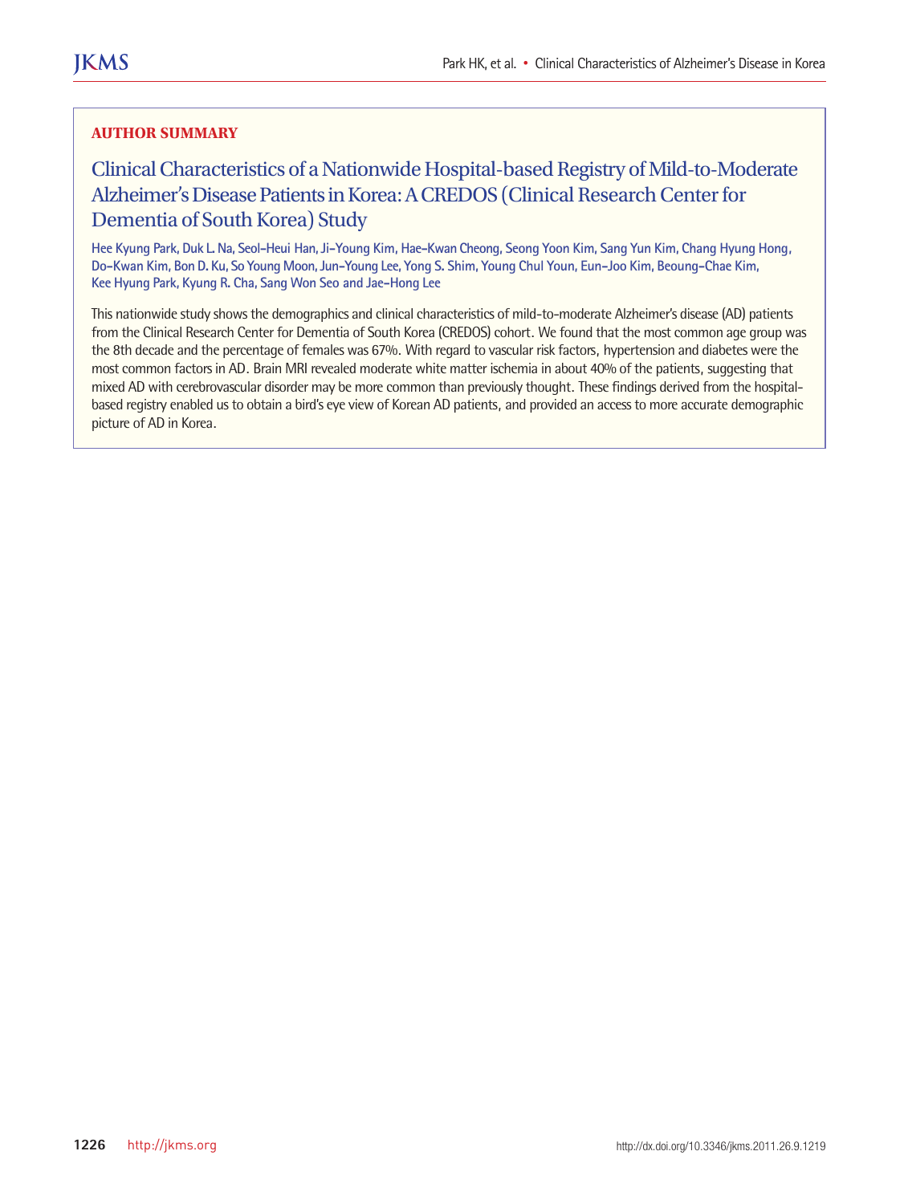**AUTHOR SUMMARY**

## Clinical Characteristics of a Nationwide Hospital-based Registry of Mild-to-Moderate Alzheimer's Disease Patients in Korea: A CREDOS (Clinical Research Center for Dementia of South Korea) Study

**Hee Kyung Park, Duk L. Na, Seol-Heui Han, Ji-Young Kim, Hae-Kwan Cheong, Seong Yoon Kim, Sang Yun Kim, Chang Hyung Hong, Do-Kwan Kim, Bon D. Ku, So Young Moon, Jun-Young Lee, Yong S. Shim, Young Chul Youn, Eun-Joo Kim, Beoung-Chae Kim, Kee Hyung Park, Kyung R. Cha, Sang Won Seo and Jae-Hong Lee**

This nationwide study shows the demographics and clinical characteristics of mild-to-moderate Alzheimer's disease (AD) patients from the Clinical Research Center for Dementia of South Korea (CREDOS) cohort. We found that the most common age group was the 8th decade and the percentage of females was 67%. With regard to vascular risk factors, hypertension and diabetes were the most common factors in AD. Brain MRI revealed moderate white matter ischemia in about 40% of the patients, suggesting that mixed AD with cerebrovascular disorder may be more common than previously thought. These findings derived from the hospital-based registry enabled us to obtain a bird's eye view of Korean AD patients, and provided an access to more accurate demographic picture of AD in Korea.